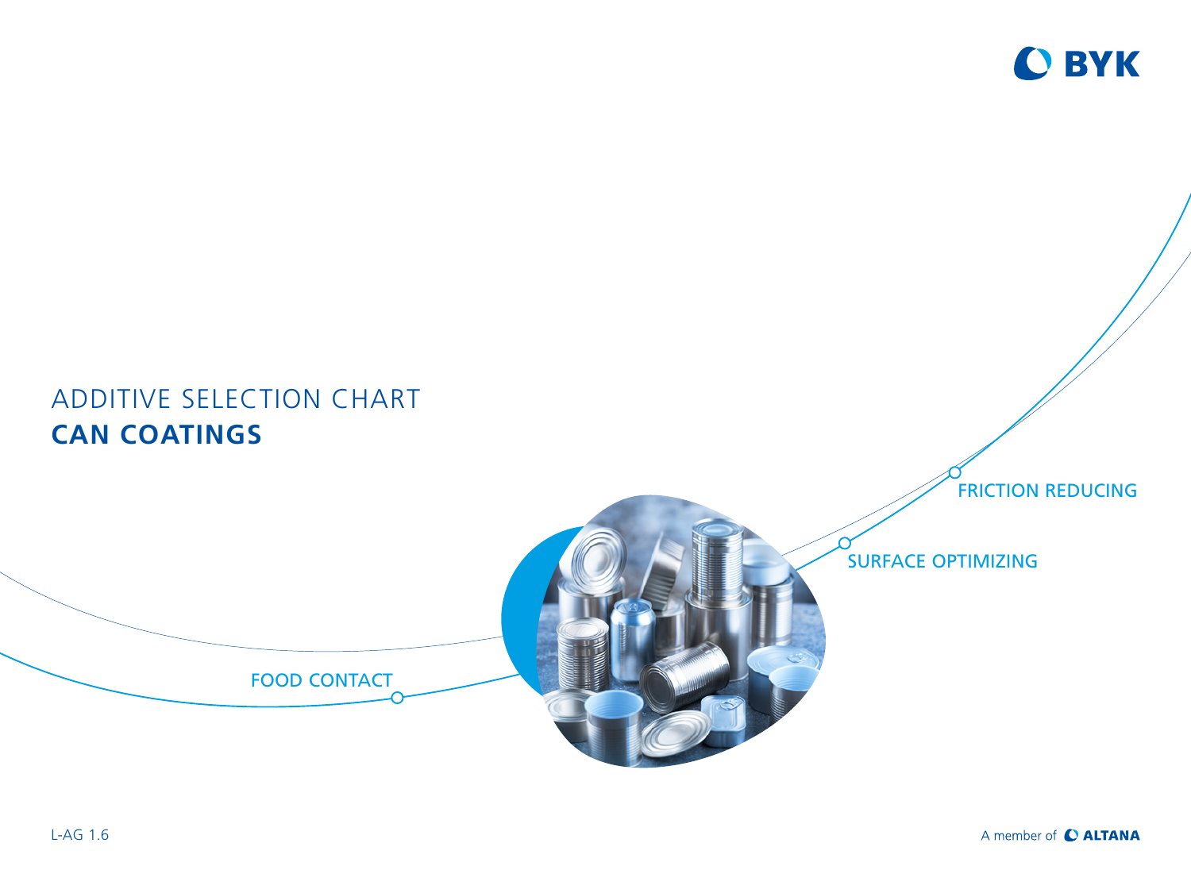BYK

# ADDITIVE SELECTION CHART
# CAN COATINGS

FRICTION REDUCING

SURFACE OPTIMIZING

FOOD CONTACT

L-AG 1.6

A member of ALTANA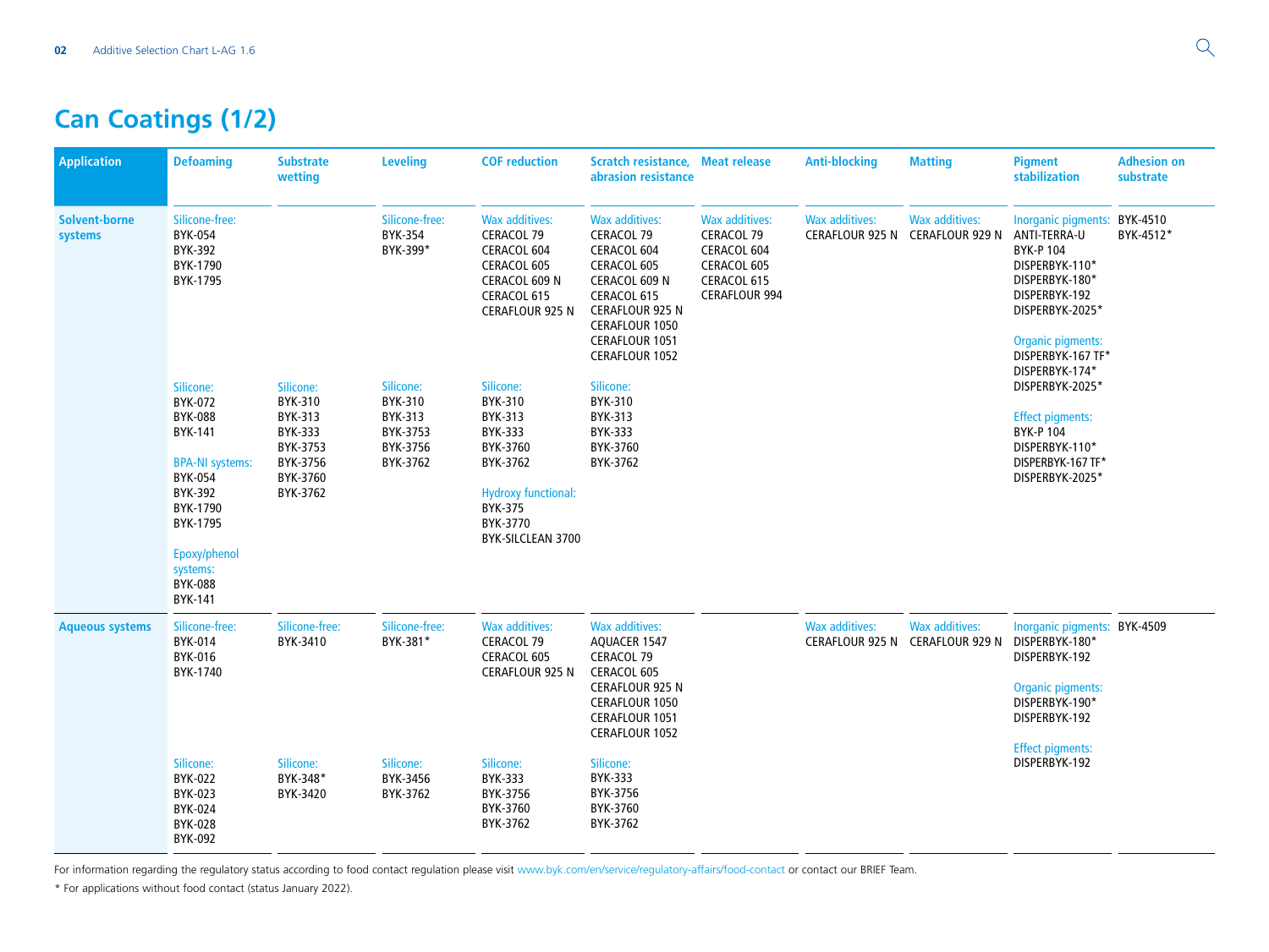# Can Coatings (1/2)

| Application | Defoaming | Substrate wetting | Leveling | COF reduction | Scratch resistance, abrasion resistance | Meat release | Anti-blocking | Matting | Pigment stabilization | Adhesion on substrate |
|---|---|---|---|---|---|---|---|---|---|---|
| **Solvent-borne systems** | Silicone-free:<br>BYK-054<br>BYK-392<br>BYK-1790<br>BYK-1795 | | Silicone-free:<br>BYK-354<br>BYK-399* | Wax additives:<br>CERACOL 79<br>CERACOL 604<br>CERACOL 605<br>CERACOL 609 N<br>CERACOL 615<br>CERAFLOUR 925 N | Wax additives:<br>CERACOL 79<br>CERACOL 604<br>CERACOL 605<br>CERACOL 609 N<br>CERACOL 615<br>CERAFLOUR 925 N<br>CERAFLOUR 1050<br>CERAFLOUR 1051<br>CERAFLOUR 1052 | Wax additives:<br>CERACOL 79<br>CERACOL 604<br>CERACOL 605<br>CERACOL 615<br>CERAFLOUR 994 | Wax additives:<br>CERAFLOUR 925 N | Wax additives:<br>CERAFLOUR 929 N | Inorganic pigments:<br>ANTI-TERRA-U<br>BYK-P 104<br>DISPERBYK-110*<br>DISPERBYK-180*<br>DISPERBYK-192<br>DISPERBYK-2025*<br><br>Organic pigments:<br>DISPERBYK-167 TF*<br>DISPERBYK-174*<br>DISPERBYK-2025*<br><br>Effect pigments:<br>BYK-P 104<br>DISPERBYK-110*<br>DISPERBYK-167 TF*<br>DISPERBYK-2025* | BYK-4510<br>BYK-4512* |
| | Silicone:<br>BYK-072<br>BYK-088<br>BYK-141<br><br>BPA-NI systems:<br>BYK-054<br>BYK-392<br>BYK-1790<br>BYK-1795<br><br>Epoxy/phenol systems:<br>BYK-088<br>BYK-141 | Silicone:<br>BYK-310<br>BYK-313<br>BYK-333<br>BYK-3753<br>BYK-3756<br>BYK-3760<br>BYK-3762 | Silicone:<br>BYK-310<br>BYK-313<br>BYK-3753<br>BYK-3756<br>BYK-3762 | Silicone:<br>BYK-310<br>BYK-313<br>BYK-333<br>BYK-3760<br>BYK-3762<br><br>Hydroxy functional:<br>BYK-375<br>BYK-3770<br>BYK-SILCLEAN 3700 | Silicone:<br>BYK-310<br>BYK-313<br>BYK-333<br>BYK-3760<br>BYK-3762 | | | | | |
| **Aqueous systems** | Silicone-free:<br>BYK-014<br>BYK-016<br>BYK-1740 | Silicone-free:<br>BYK-3410 | Silicone-free:<br>BYK-381* | Wax additives:<br>CERACOL 79<br>CERACOL 605<br>CERAFLOUR 925 N | Wax additives:<br>AQUACER 1547<br>CERACOL 79<br>CERACOL 605<br>CERAFLOUR 925 N<br>CERAFLOUR 1050<br>CERAFLOUR 1051<br>CERAFLOUR 1052 | | Wax additives:<br>CERAFLOUR 925 N | Wax additives:<br>CERAFLOUR 929 N | Inorganic pigments:<br>DISPERBYK-180*<br>DISPERBYK-192<br><br>Organic pigments:<br>DISPERBYK-190*<br>DISPERBYK-192<br><br>Effect pigments:<br>DISPERBYK-192 | BYK-4509 |
| | Silicone:<br>BYK-022<br>BYK-023<br>BYK-024<br>BYK-028<br>BYK-092 | Silicone:<br>BYK-348*<br>BYK-3420 | Silicone:<br>BYK-3456<br>BYK-3762 | Silicone:<br>BYK-333<br>BYK-3756<br>BYK-3760<br>BYK-3762 | Silicone:<br>BYK-333<br>BYK-3756<br>BYK-3760<br>BYK-3762 | | | | | |

For information regarding the regulatory status according to food contact regulation please visit www.byk.com/en/service/regulatory-affairs/food-contact or contact our BRIEF Team.

* For applications without food contact (status January 2022).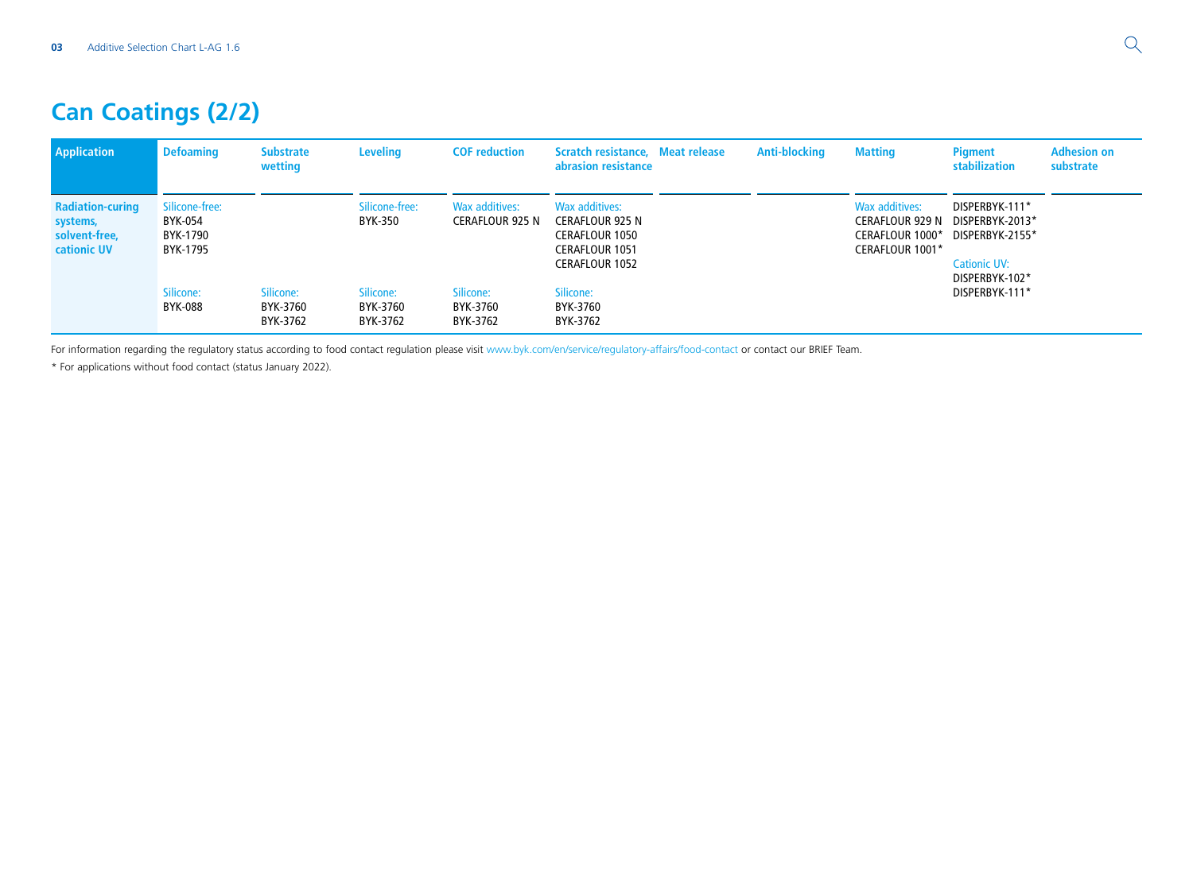## Can Coatings (2/2)

| Application | Defoaming | Substrate wetting | Leveling | COF reduction | Scratch resistance, abrasion resistance | Meat release | Anti-blocking | Matting | Pigment stabilization | Adhesion on substrate |
|---|---|---|---|---|---|---|---|---|---|---|
| **Radiation-curing systems, solvent-free, cationic UV** | Silicone-free:<br>BYK-054<br>BYK-1790<br>BYK-1795<br><br>Silicone:<br>BYK-088 | Silicone:<br>BYK-3760<br>BYK-3762 | Silicone-free:<br>BYK-350<br><br>Silicone:<br>BYK-3760<br>BYK-3762 | Wax additives:<br>CERAFLOUR 925 N<br><br>Silicone:<br>BYK-3760<br>BYK-3762 | Wax additives:<br>CERAFLOUR 925 N<br>CERAFLOUR 1050<br>CERAFLOUR 1051<br>CERAFLOUR 1052<br><br>Silicone:<br>BYK-3760<br>BYK-3762 | | | Wax additives:<br>CERAFLOUR 929 N<br>CERAFLOUR 1000*<br>CERAFLOUR 1001* | DISPERBYK-111*<br>DISPERBYK-2013*<br>DISPERBYK-2155*<br><br>Cationic UV:<br>DISPERBYK-102*<br>DISPERBYK-111* | |

For information regarding the regulatory status according to food contact regulation please visit www.byk.com/en/service/regulatory-affairs/food-contact or contact our BRIEF Team.

* For applications without food contact (status January 2022).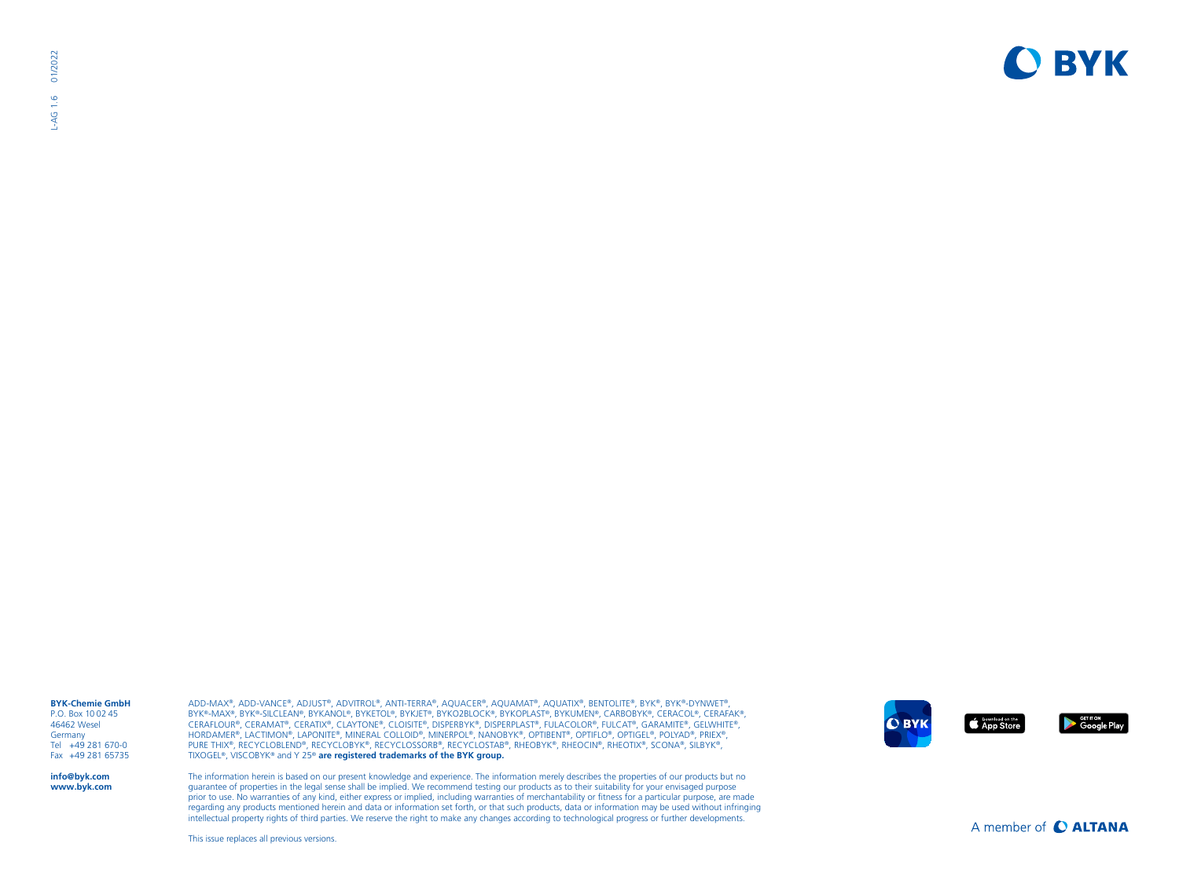**BYK-Chemie GmbH**
P.O. Box 10 02 45
46462 Wesel
Germany
Tel +49 281 670-0
Fax +49 281 65735

**info@byk.com**
**www.byk.com**

ADD-MAX®, ADD-VANCE®, ADJUST®, ADVITROL®, ANTI-TERRA®, AQUACER®, AQUAMAT®, AQUATIX®, BENTOLITE®, BYK®, BYK®-DYNWET®, BYK®-MAX®, BYK®-SILCLEAN®, BYKANOL®, BYKETOL®, BYKJET®, BYKO2BLOCK®, BYKOPLAST®, BYKUMEN®, CARBOBYK®, CERACOL®, CERAFAK®, CERAFLOUR®, CERAMAT®, CERATIX®, CLAYTONE®, CLOISITE®, DISPERBYK®, DISPERPLAST®, FULACOLOR®, FULCAT®, GARAMITE®, GELWHITE®, HORDAMER®, LACTIMON®, LAPONITE®, MINERAL COLLOID®, MINERPOL®, NANOBYK®, OPTIBENT®, OPTIFLO®, OPTIGEL®, POLYAD®, PRIEX®, PURE THIX®, RECYCLOBLEND®, RECYCLOBYK®, RECYCLOSSORB®, RECYCLOSTAB®, RHEOBYK®, RHEOCIN®, RHEOTIX®, SCONA®, SILBYK®, TIXOGEL®, VISCOBYK® and Y 25® **are registered trademarks of the BYK group.**

The information herein is based on our present knowledge and experience. The information merely describes the properties of our products but no guarantee of properties in the legal sense shall be implied. We recommend testing our products as to their suitability for your envisaged purpose prior to use. No warranties of any kind, either express or implied, including warranties of merchantability or fitness for a particular purpose, are made regarding any products mentioned herein and data or information set forth, or that such products, data or information may be used without infringing intellectual property rights of third parties. We reserve the right to make any changes according to technological progress or further developments.

This issue replaces all previous versions.

L-AG 1.6 01/2022

A member of ALTANA